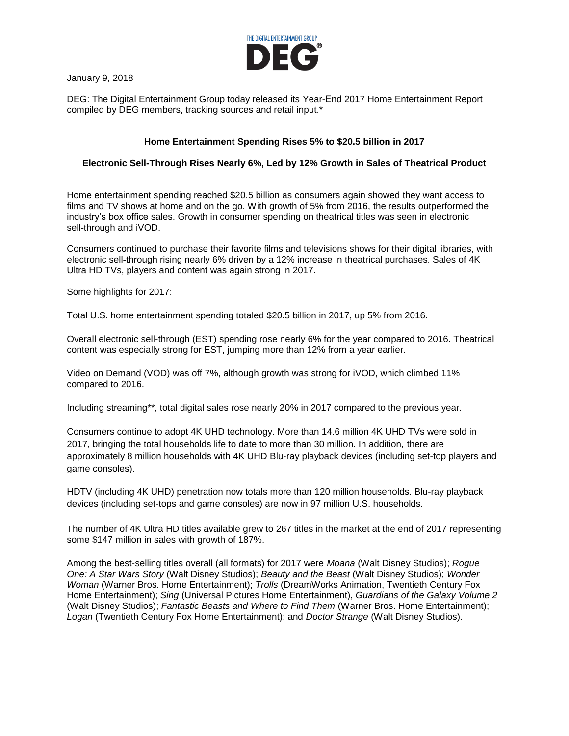THE DIGITAL ENTERTAINMENT GROUP

**DEG**®

January 9, 2018

DEG: The Digital Entertainment Group today released its Year-End 2017 Home Entertainment Report compiled by DEG members, tracking sources and retail input.*

**Home Entertainment Spending Rises 5% to $20.5 billion in 2017**

**Electronic Sell-Through Rises Nearly 6%, Led by 12% Growth in Sales of Theatrical Product**

Home entertainment spending reached $20.5 billion as consumers again showed they want access to films and TV shows at home and on the go. With growth of 5% from 2016, the results outperformed the industry's box office sales. Growth in consumer spending on theatrical titles was seen in electronic sell-through and iVOD.

Consumers continued to purchase their favorite films and televisions shows for their digital libraries, with electronic sell-through rising nearly 6% driven by a 12% increase in theatrical purchases. Sales of 4K Ultra HD TVs, players and content was again strong in 2017.

Some highlights for 2017:

Total U.S. home entertainment spending totaled $20.5 billion in 2017, up 5% from 2016.

Overall electronic sell-through (EST) spending rose nearly 6% for the year compared to 2016. Theatrical content was especially strong for EST, jumping more than 12% from a year earlier.

Video on Demand (VOD) was off 7%, although growth was strong for iVOD, which climbed 11% compared to 2016.

Including streaming**, total digital sales rose nearly 20% in 2017 compared to the previous year.

Consumers continue to adopt 4K UHD technology. More than 14.6 million 4K UHD TVs were sold in 2017, bringing the total households life to date to more than 30 million. In addition, there are approximately 8 million households with 4K UHD Blu-ray playback devices (including set-top players and game consoles).

HDTV (including 4K UHD) penetration now totals more than 120 million households. Blu-ray playback devices (including set-tops and game consoles) are now in 97 million U.S. households.

The number of 4K Ultra HD titles available grew to 267 titles in the market at the end of 2017 representing some $147 million in sales with growth of 187%.

Among the best-selling titles overall (all formats) for 2017 were *Moana* (Walt Disney Studios); *Rogue One: A Star Wars Story* (Walt Disney Studios); *Beauty and the Beast* (Walt Disney Studios); *Wonder Woman* (Warner Bros. Home Entertainment); *Trolls* (DreamWorks Animation, Twentieth Century Fox Home Entertainment); *Sing* (Universal Pictures Home Entertainment), *Guardians of the Galaxy Volume 2* (Walt Disney Studios); *Fantastic Beasts and Where to Find Them* (Warner Bros. Home Entertainment); *Logan* (Twentieth Century Fox Home Entertainment); and *Doctor Strange* (Walt Disney Studios).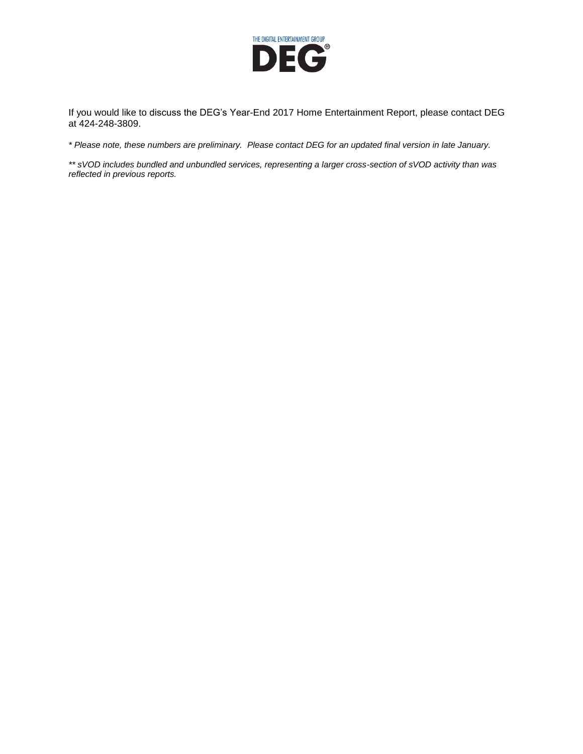THE DIGITAL ENTERTAINMENT GROUP

DEG®

If you would like to discuss the DEG's Year-End 2017 Home Entertainment Report, please contact DEG at 424-248-3809.

*\* Please note, these numbers are preliminary. Please contact DEG for an updated final version in late January.*

*\*\* sVOD includes bundled and unbundled services, representing a larger cross-section of sVOD activity than was reflected in previous reports.*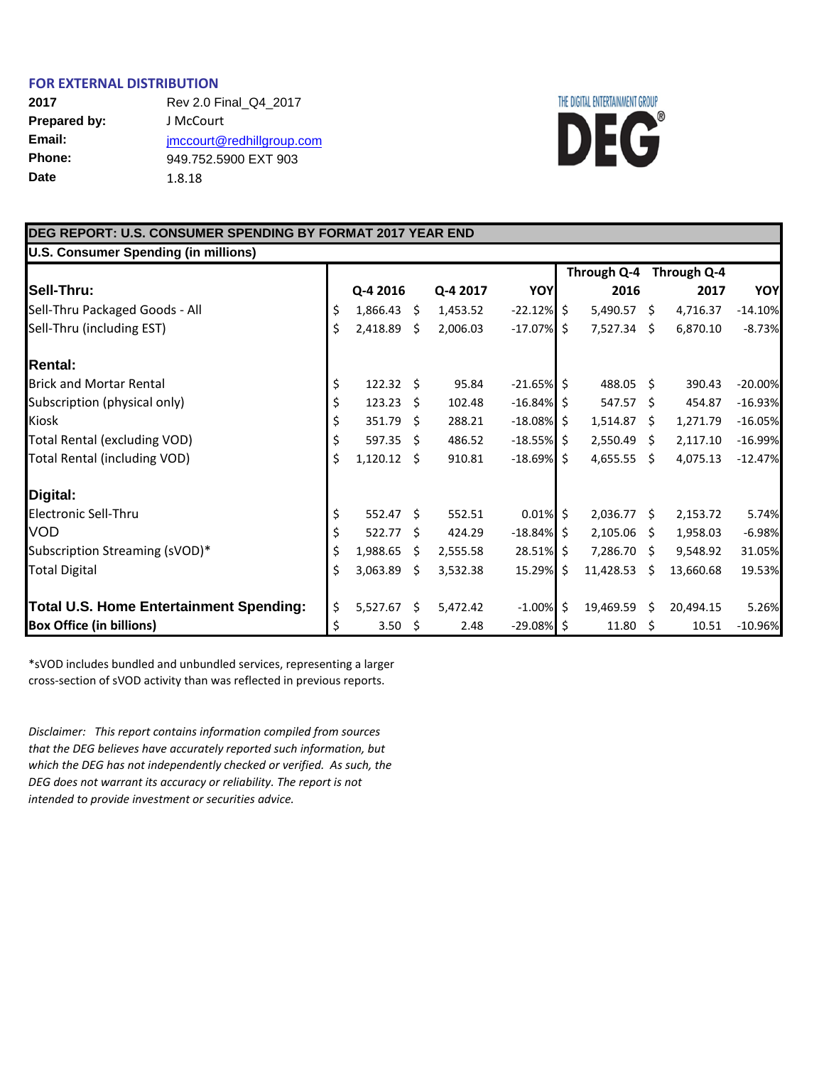**FOR EXTERNAL DISTRIBUTION**

| | |
|---|---|
| **2017** | Rev 2.0 Final_Q4_2017 |
| **Prepared by:** | J McCourt |
| **Email:** | jmccourt@redhillgroup.com |
| **Phone:** | 949.752.5900 EXT 903 |
| **Date** | 1.8.18 |

THE DIGITAL ENTERTAINMENT GROUP DEG®

**DEG REPORT: U.S. CONSUMER SPENDING BY FORMAT 2017 YEAR END**

**U.S. Consumer Spending (in millions)**

| | Q-4 2016 | Q-4 2017 | YOY | Through Q-4 2016 | Through Q-4 2017 | YOY |
|---|---|---|---|---|---|---|
| **Sell-Thru:** | | | | | | |
| Sell-Thru Packaged Goods - All | $ 1,866.43 | $ 1,453.52 | -22.12% | $ 5,490.57 | $ 4,716.37 | -14.10% |
| Sell-Thru (including EST) | $ 2,418.89 | $ 2,006.03 | -17.07% | $ 7,527.34 | $ 6,870.10 | -8.73% |
| **Rental:** | | | | | | |
| Brick and Mortar Rental | $ 122.32 | $ 95.84 | -21.65% | $ 488.05 | $ 390.43 | -20.00% |
| Subscription (physical only) | $ 123.23 | $ 102.48 | -16.84% | $ 547.57 | $ 454.87 | -16.93% |
| Kiosk | $ 351.79 | $ 288.21 | -18.08% | $ 1,514.87 | $ 1,271.79 | -16.05% |
| Total Rental (excluding VOD) | $ 597.35 | $ 486.52 | -18.55% | $ 2,550.49 | $ 2,117.10 | -16.99% |
| Total Rental (including VOD) | $ 1,120.12 | $ 910.81 | -18.69% | $ 4,655.55 | $ 4,075.13 | -12.47% |
| **Digital:** | | | | | | |
| Electronic Sell-Thru | $ 552.47 | $ 552.51 | 0.01% | $ 2,036.77 | $ 2,153.72 | 5.74% |
| VOD | $ 522.77 | $ 424.29 | -18.84% | $ 2,105.06 | $ 1,958.03 | -6.98% |
| Subscription Streaming (sVOD)* | $ 1,988.65 | $ 2,555.58 | 28.51% | $ 7,286.70 | $ 9,548.92 | 31.05% |
| Total Digital | $ 3,063.89 | $ 3,532.38 | 15.29% | $ 11,428.53 | $ 13,660.68 | 19.53% |
| **Total U.S. Home Entertainment Spending:** | $ 5,527.67 | $ 5,472.42 | -1.00% | $ 19,469.59 | $ 20,494.15 | 5.26% |
| **Box Office (in billions)** | $ 3.50 | $ 2.48 | -29.08% | $ 11.80 | $ 10.51 | -10.96% |

*sVOD includes bundled and unbundled services, representing a larger cross-section of sVOD activity than was reflected in previous reports.

*Disclaimer: This report contains information compiled from sources that the DEG believes have accurately reported such information, but which the DEG has not independently checked or verified. As such, the DEG does not warrant its accuracy or reliability. The report is not intended to provide investment or securities advice.*